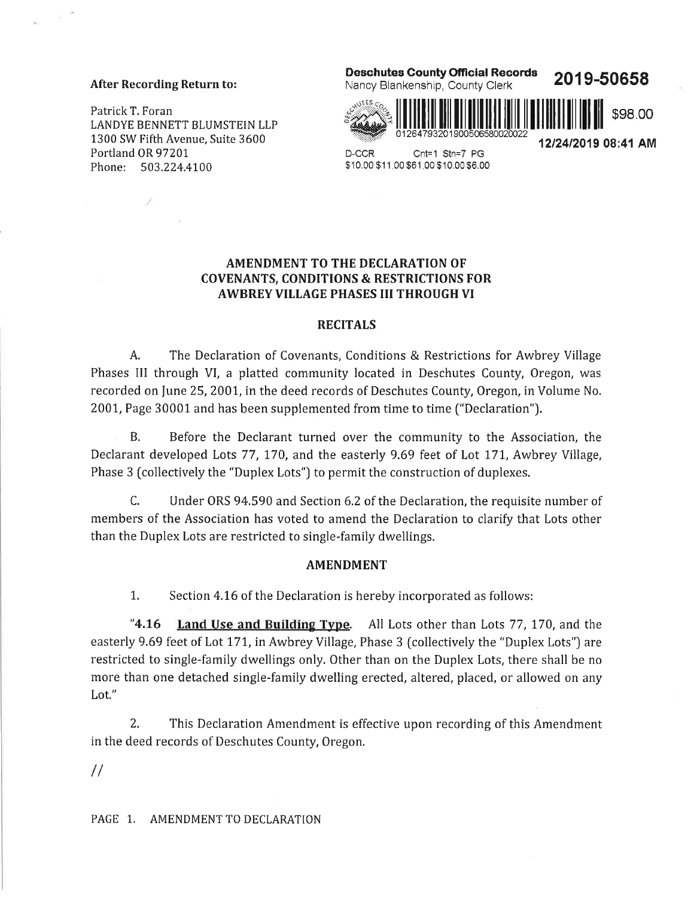**After Recording Return to:**

Patrick T. Foran
LANDYE BENNETT BLUMSTEIN LLP
1300 SW Fifth Avenue, Suite 3600
Portland OR 97201
Phone: 503.224.4100

**Deschutes County Official Records** **2019-50658**
Nancy Blankenship, County Clerk

$98.00

01264793201900506580020022

**12/24/2019 08:41 AM**

D-CCR Cnt=1 Stn=7 PG
$10.00 $11.00 $61.00 $10.00 $6.00

## AMENDMENT TO THE DECLARATION OF COVENANTS, CONDITIONS & RESTRICTIONS FOR AWBREY VILLAGE PHASES III THROUGH VI

### RECITALS

A. The Declaration of Covenants, Conditions & Restrictions for Awbrey Village Phases III through VI, a platted community located in Deschutes County, Oregon, was recorded on June 25, 2001, in the deed records of Deschutes County, Oregon, in Volume No. 2001, Page 30001 and has been supplemented from time to time ("Declaration").

B. Before the Declarant turned over the community to the Association, the Declarant developed Lots 77, 170, and the easterly 9.69 feet of Lot 171, Awbrey Village, Phase 3 (collectively the "Duplex Lots") to permit the construction of duplexes.

C. Under ORS 94.590 and Section 6.2 of the Declaration, the requisite number of members of the Association has voted to amend the Declaration to clarify that Lots other than the Duplex Lots are restricted to single-family dwellings.

### AMENDMENT

1. Section 4.16 of the Declaration is hereby incorporated as follows:

"**4.16** **Land Use and Building Type**. All Lots other than Lots 77, 170, and the easterly 9.69 feet of Lot 171, in Awbrey Village, Phase 3 (collectively the "Duplex Lots") are restricted to single-family dwellings only. Other than on the Duplex Lots, there shall be no more than one detached single-family dwelling erected, altered, placed, or allowed on any Lot."

2. This Declaration Amendment is effective upon recording of this Amendment in the deed records of Deschutes County, Oregon.

//

PAGE 1. AMENDMENT TO DECLARATION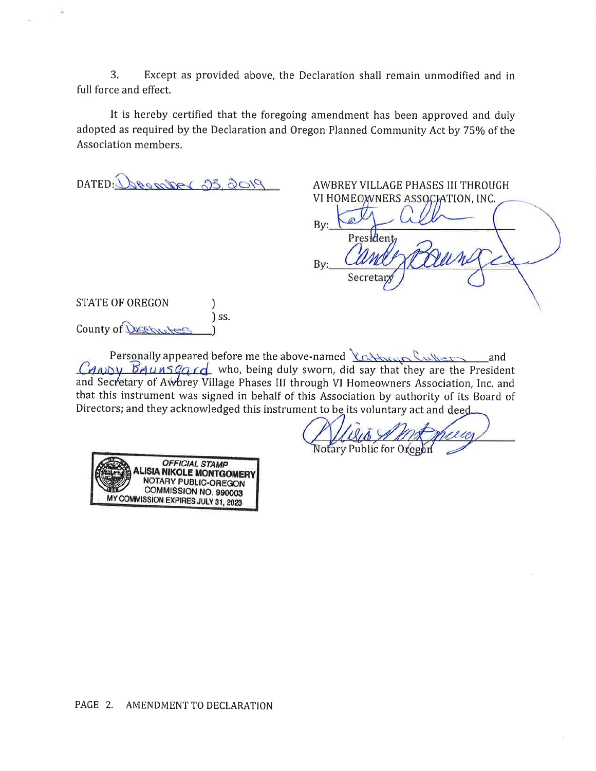3. Except as provided above, the Declaration shall remain unmodified and in full force and effect.

It is hereby certified that the foregoing amendment has been approved and duly adopted as required by the Declaration and Oregon Planned Community Act by 75% of the Association members.

DATED: December 23, 2019

AWBREY VILLAGE PHASES III THROUGH VI HOMEOWNERS ASSOCIATION, INC.

By: Katy Cullen
President

By: Candy Baunsgard
Secretary

STATE OF OREGON )
) ss.
County of Deschutes )

Personally appeared before me the above-named Kathryn Cullen and Candy Baunsgard who, being duly sworn, did say that they are the President and Secretary of Awbrey Village Phases III through VI Homeowners Association, Inc. and that this instrument was signed in behalf of this Association by authority of its Board of Directors; and they acknowledged this instrument to be its voluntary act and deed.

Alisia Montgomery
Notary Public for Oregon

OFFICIAL STAMP
ALISIA NIKOLE MONTGOMERY
NOTARY PUBLIC-OREGON
COMMISSION NO. 990003
MY COMMISSION EXPIRES JULY 31, 2023

PAGE 2. AMENDMENT TO DECLARATION